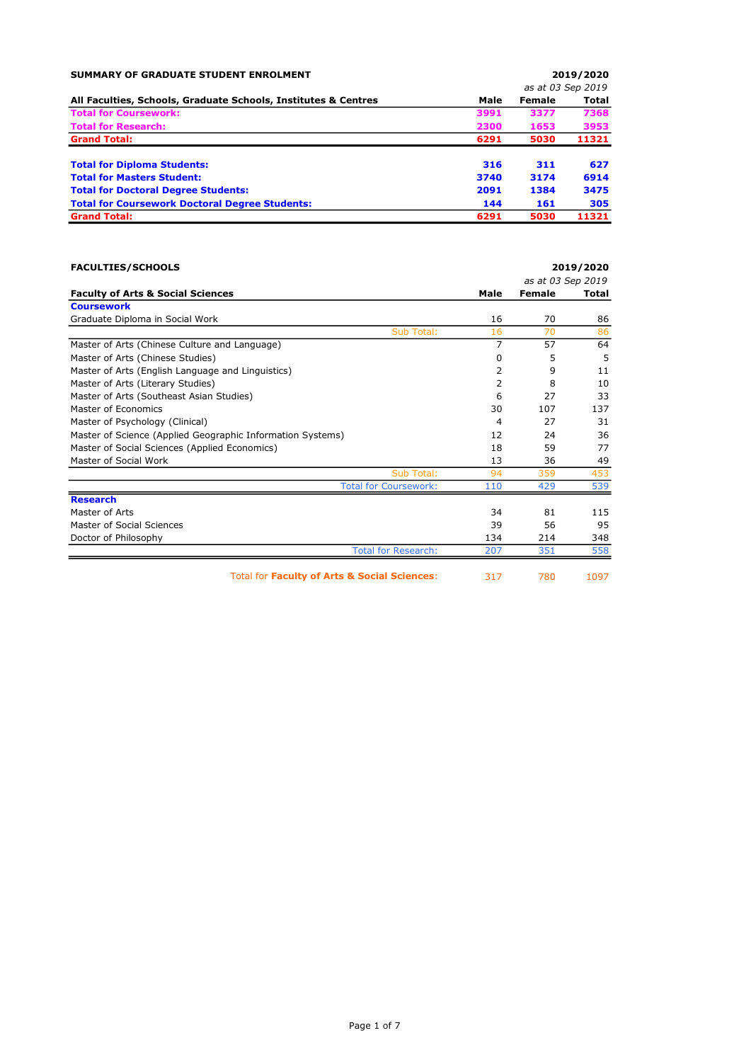## SUMMARY OF GRADUATE STUDENT ENROLMENT

| All Faculties, Schools, Graduate Schools, Institutes & Centres | Male | Female | Total |
|---|---|---|---|
| | | *2019/2020 as at 03 Sep 2019* | |
| **Total for Coursework:** | **3991** | **3377** | **7368** |
| **Total for Research:** | **2300** | **1653** | **3953** |
| **Grand Total:** | **6291** | **5030** | **11321** |
| | | | |
| **Total for Diploma Students:** | **316** | **311** | **627** |
| **Total for Masters Student:** | **3740** | **3174** | **6914** |
| **Total for Doctoral Degree Students:** | **2091** | **1384** | **3475** |
| **Total for Coursework Doctoral Degree Students:** | **144** | **161** | **305** |
| **Grand Total:** | **6291** | **5030** | **11321** |

## FACULTIES/SCHOOLS

*2019/2020 as at 03 Sep 2019*

| Faculty of Arts & Social Sciences | Male | Female | Total |
|---|---|---|---|
| **Coursework** | | | |
| Graduate Diploma in Social Work | 16 | 70 | 86 |
| Sub Total: | 16 | 70 | 86 |
| Master of Arts (Chinese Culture and Language) | 7 | 57 | 64 |
| Master of Arts (Chinese Studies) | 0 | 5 | 5 |
| Master of Arts (English Language and Linguistics) | 2 | 9 | 11 |
| Master of Arts (Literary Studies) | 2 | 8 | 10 |
| Master of Arts (Southeast Asian Studies) | 6 | 27 | 33 |
| Master of Economics | 30 | 107 | 137 |
| Master of Psychology (Clinical) | 4 | 27 | 31 |
| Master of Science (Applied Geographic Information Systems) | 12 | 24 | 36 |
| Master of Social Sciences (Applied Economics) | 18 | 59 | 77 |
| Master of Social Work | 13 | 36 | 49 |
| Sub Total: | 94 | 359 | 453 |
| Total for Coursework: | 110 | 429 | 539 |
| **Research** | | | |
| Master of Arts | 34 | 81 | 115 |
| Master of Social Sciences | 39 | 56 | 95 |
| Doctor of Philosophy | 134 | 214 | 348 |
| Total for Research: | 207 | 351 | 558 |
| Total for **Faculty of Arts & Social Sciences**: | 317 | 780 | 1097 |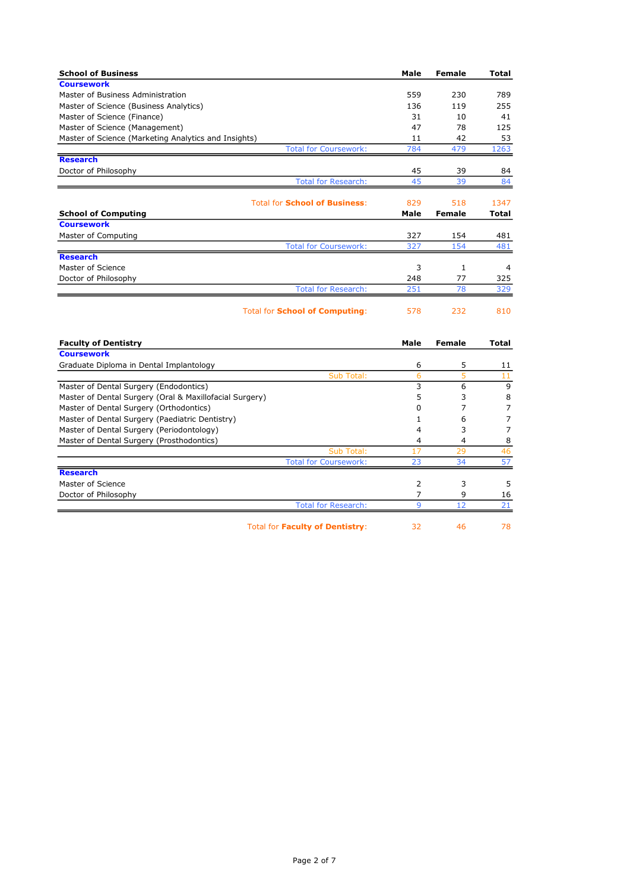| School of Business | Male | Female | Total |
|---|---|---|---|
| **Coursework** | | | |
| Master of Business Administration | 559 | 230 | 789 |
| Master of Science (Business Analytics) | 136 | 119 | 255 |
| Master of Science (Finance) | 31 | 10 | 41 |
| Master of Science (Management) | 47 | 78 | 125 |
| Master of Science (Marketing Analytics and Insights) | 11 | 42 | 53 |
| Total for Coursework: | 784 | 479 | 1263 |
| **Research** | | | |
| Doctor of Philosophy | 45 | 39 | 84 |
| Total for Research: | 45 | 39 | 84 |
| Total for **School of Business**: | 829 | 518 | 1347 |

| School of Computing | Male | Female | Total |
|---|---|---|---|
| **Coursework** | | | |
| Master of Computing | 327 | 154 | 481 |
| Total for Coursework: | 327 | 154 | 481 |
| **Research** | | | |
| Master of Science | 3 | 1 | 4 |
| Doctor of Philosophy | 248 | 77 | 325 |
| Total for Research: | 251 | 78 | 329 |
| Total for **School of Computing**: | 578 | 232 | 810 |

| Faculty of Dentistry | Male | Female | Total |
|---|---|---|---|
| **Coursework** | | | |
| Graduate Diploma in Dental Implantology | 6 | 5 | 11 |
| Sub Total: | 6 | 5 | 11 |
| Master of Dental Surgery (Endodontics) | 3 | 6 | 9 |
| Master of Dental Surgery (Oral & Maxillofacial Surgery) | 5 | 3 | 8 |
| Master of Dental Surgery (Orthodontics) | 0 | 7 | 7 |
| Master of Dental Surgery (Paediatric Dentistry) | 1 | 6 | 7 |
| Master of Dental Surgery (Periodontology) | 4 | 3 | 7 |
| Master of Dental Surgery (Prosthodontics) | 4 | 4 | 8 |
| Sub Total: | 17 | 29 | 46 |
| Total for Coursework: | 23 | 34 | 57 |
| **Research** | | | |
| Master of Science | 2 | 3 | 5 |
| Doctor of Philosophy | 7 | 9 | 16 |
| Total for Research: | 9 | 12 | 21 |
| Total for **Faculty of Dentistry**: | 32 | 46 | 78 |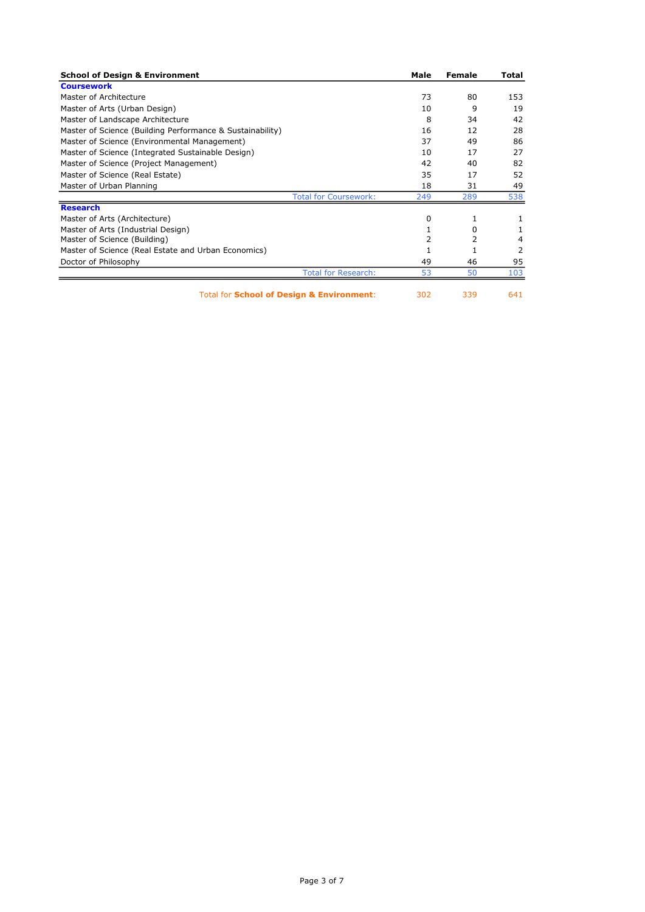| School of Design & Environment | Male | Female | Total |
|---|---|---|---|
| **Coursework** | | | |
| Master of Architecture | 73 | 80 | 153 |
| Master of Arts (Urban Design) | 10 | 9 | 19 |
| Master of Landscape Architecture | 8 | 34 | 42 |
| Master of Science (Building Performance & Sustainability) | 16 | 12 | 28 |
| Master of Science (Environmental Management) | 37 | 49 | 86 |
| Master of Science (Integrated Sustainable Design) | 10 | 17 | 27 |
| Master of Science (Project Management) | 42 | 40 | 82 |
| Master of Science (Real Estate) | 35 | 17 | 52 |
| Master of Urban Planning | 18 | 31 | 49 |
| Total for Coursework: | 249 | 289 | 538 |
| **Research** | | | |
| Master of Arts (Architecture) | 0 | 1 | 1 |
| Master of Arts (Industrial Design) | 1 | 0 | 1 |
| Master of Science (Building) | 2 | 2 | 4 |
| Master of Science (Real Estate and Urban Economics) | 1 | 1 | 2 |
| Doctor of Philosophy | 49 | 46 | 95 |
| Total for Research: | 53 | 50 | 103 |
| Total for **School of Design & Environment**: | 302 | 339 | 641 |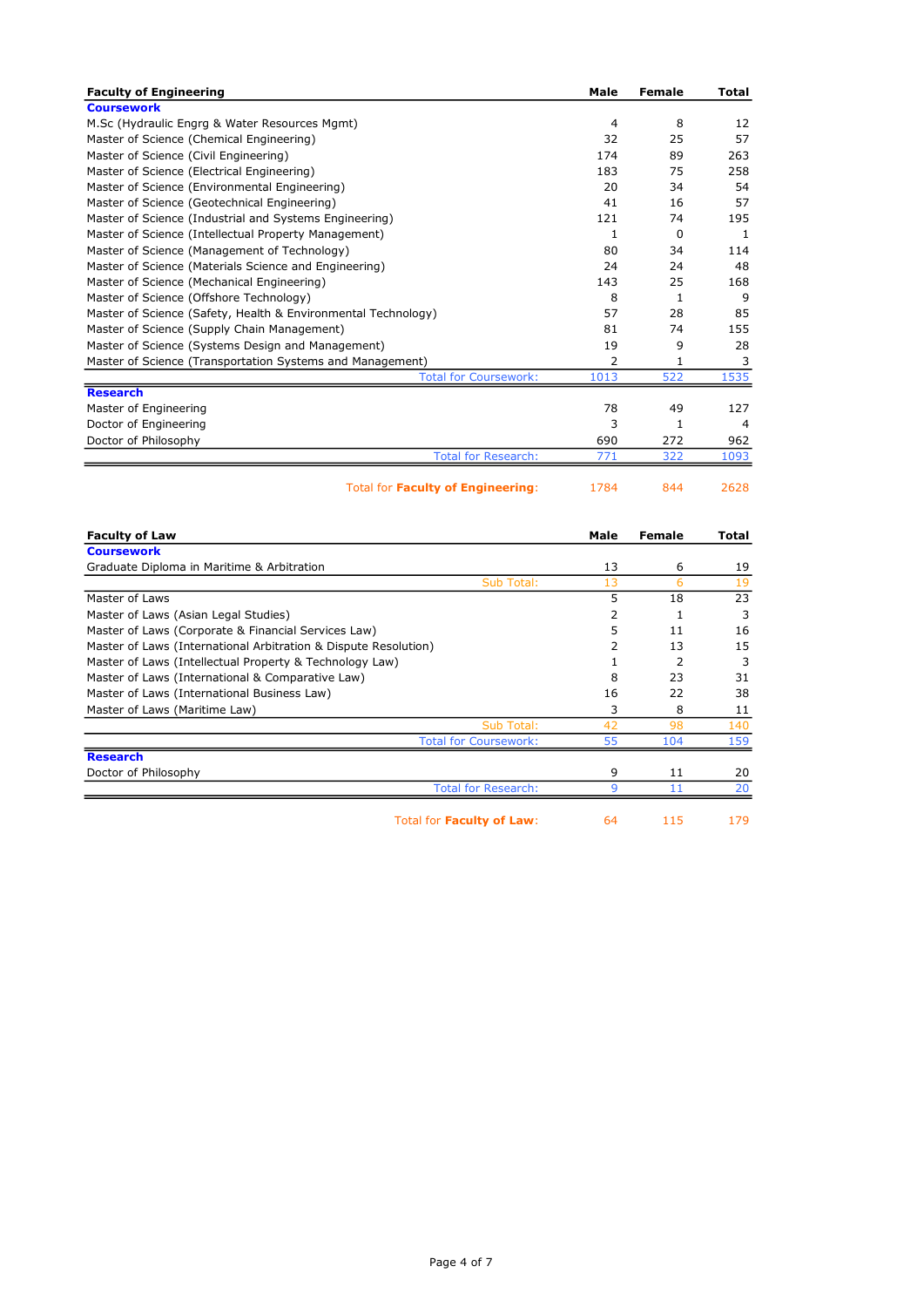| Faculty of Engineering | Male | Female | Total |
|---|---|---|---|
| **Coursework** | | | |
| M.Sc (Hydraulic Engrg & Water Resources Mgmt) | 4 | 8 | 12 |
| Master of Science (Chemical Engineering) | 32 | 25 | 57 |
| Master of Science (Civil Engineering) | 174 | 89 | 263 |
| Master of Science (Electrical Engineering) | 183 | 75 | 258 |
| Master of Science (Environmental Engineering) | 20 | 34 | 54 |
| Master of Science (Geotechnical Engineering) | 41 | 16 | 57 |
| Master of Science (Industrial and Systems Engineering) | 121 | 74 | 195 |
| Master of Science (Intellectual Property Management) | 1 | 0 | 1 |
| Master of Science (Management of Technology) | 80 | 34 | 114 |
| Master of Science (Materials Science and Engineering) | 24 | 24 | 48 |
| Master of Science (Mechanical Engineering) | 143 | 25 | 168 |
| Master of Science (Offshore Technology) | 8 | 1 | 9 |
| Master of Science (Safety, Health & Environmental Technology) | 57 | 28 | 85 |
| Master of Science (Supply Chain Management) | 81 | 74 | 155 |
| Master of Science (Systems Design and Management) | 19 | 9 | 28 |
| Master of Science (Transportation Systems and Management) | 2 | 1 | 3 |
| Total for Coursework: | 1013 | 522 | 1535 |
| **Research** | | | |
| Master of Engineering | 78 | 49 | 127 |
| Doctor of Engineering | 3 | 1 | 4 |
| Doctor of Philosophy | 690 | 272 | 962 |
| Total for Research: | 771 | 322 | 1093 |
| Total for **Faculty of Engineering**: | 1784 | 844 | 2628 |

| Faculty of Law | Male | Female | Total |
|---|---|---|---|
| **Coursework** | | | |
| Graduate Diploma in Maritime & Arbitration | 13 | 6 | 19 |
| Sub Total: | 13 | 6 | 19 |
| Master of Laws | 5 | 18 | 23 |
| Master of Laws (Asian Legal Studies) | 2 | 1 | 3 |
| Master of Laws (Corporate & Financial Services Law) | 5 | 11 | 16 |
| Master of Laws (International Arbitration & Dispute Resolution) | 2 | 13 | 15 |
| Master of Laws (Intellectual Property & Technology Law) | 1 | 2 | 3 |
| Master of Laws (International & Comparative Law) | 8 | 23 | 31 |
| Master of Laws (International Business Law) | 16 | 22 | 38 |
| Master of Laws (Maritime Law) | 3 | 8 | 11 |
| Sub Total: | 42 | 98 | 140 |
| Total for Coursework: | 55 | 104 | 159 |
| **Research** | | | |
| Doctor of Philosophy | 9 | 11 | 20 |
| Total for Research: | 9 | 11 | 20 |
| Total for **Faculty of Law**: | 64 | 115 | 179 |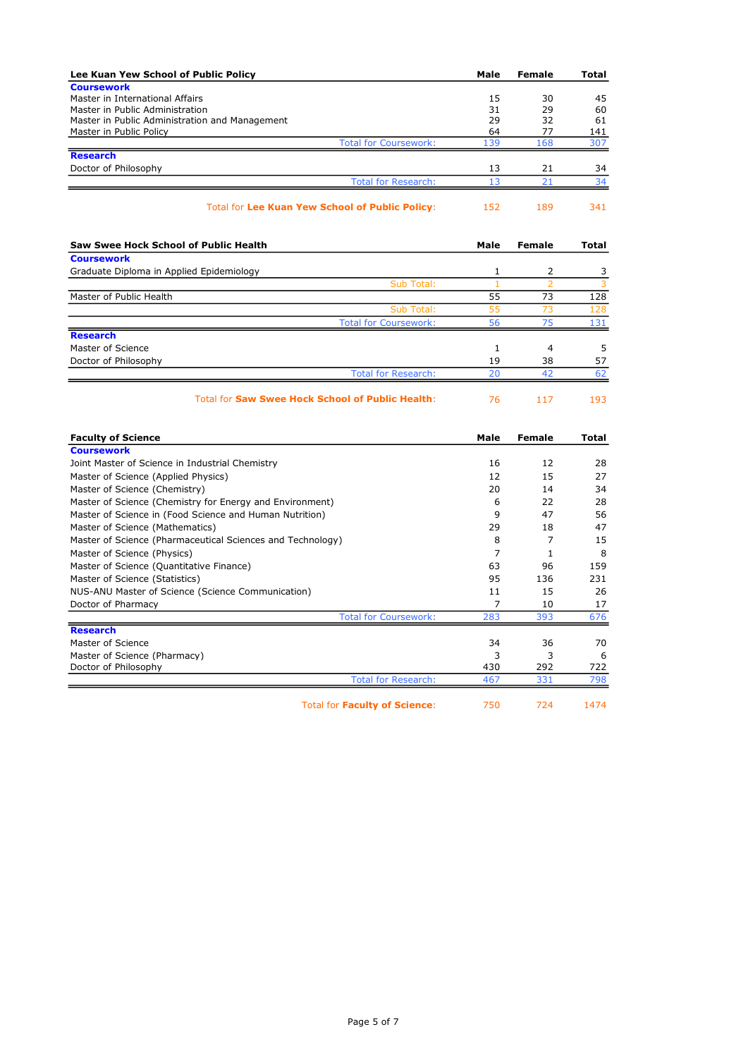| Lee Kuan Yew School of Public Policy | Male | Female | Total |
|---|---|---|---|
| **Coursework** | | | |
| Master in International Affairs | 15 | 30 | 45 |
| Master in Public Administration | 31 | 29 | 60 |
| Master in Public Administration and Management | 29 | 32 | 61 |
| Master in Public Policy | 64 | 77 | 141 |
| Total for Coursework: | 139 | 168 | 307 |
| **Research** | | | |
| Doctor of Philosophy | 13 | 21 | 34 |
| Total for Research: | 13 | 21 | 34 |
| Total for **Lee Kuan Yew School of Public Policy**: | 152 | 189 | 341 |

| Saw Swee Hock School of Public Health | Male | Female | Total |
|---|---|---|---|
| **Coursework** | | | |
| Graduate Diploma in Applied Epidemiology | 1 | 2 | 3 |
| Sub Total: | 1 | 2 | 3 |
| Master of Public Health | 55 | 73 | 128 |
| Sub Total: | 55 | 73 | 128 |
| Total for Coursework: | 56 | 75 | 131 |
| **Research** | | | |
| Master of Science | 1 | 4 | 5 |
| Doctor of Philosophy | 19 | 38 | 57 |
| Total for Research: | 20 | 42 | 62 |
| Total for **Saw Swee Hock School of Public Health**: | 76 | 117 | 193 |

| Faculty of Science | Male | Female | Total |
|---|---|---|---|
| **Coursework** | | | |
| Joint Master of Science in Industrial Chemistry | 16 | 12 | 28 |
| Master of Science (Applied Physics) | 12 | 15 | 27 |
| Master of Science (Chemistry) | 20 | 14 | 34 |
| Master of Science (Chemistry for Energy and Environment) | 6 | 22 | 28 |
| Master of Science in (Food Science and Human Nutrition) | 9 | 47 | 56 |
| Master of Science (Mathematics) | 29 | 18 | 47 |
| Master of Science (Pharmaceutical Sciences and Technology) | 8 | 7 | 15 |
| Master of Science (Physics) | 7 | 1 | 8 |
| Master of Science (Quantitative Finance) | 63 | 96 | 159 |
| Master of Science (Statistics) | 95 | 136 | 231 |
| NUS-ANU Master of Science (Science Communication) | 11 | 15 | 26 |
| Doctor of Pharmacy | 7 | 10 | 17 |
| Total for Coursework: | 283 | 393 | 676 |
| **Research** | | | |
| Master of Science | 34 | 36 | 70 |
| Master of Science (Pharmacy) | 3 | 3 | 6 |
| Doctor of Philosophy | 430 | 292 | 722 |
| Total for Research: | 467 | 331 | 798 |
| Total for **Faculty of Science**: | 750 | 724 | 1474 |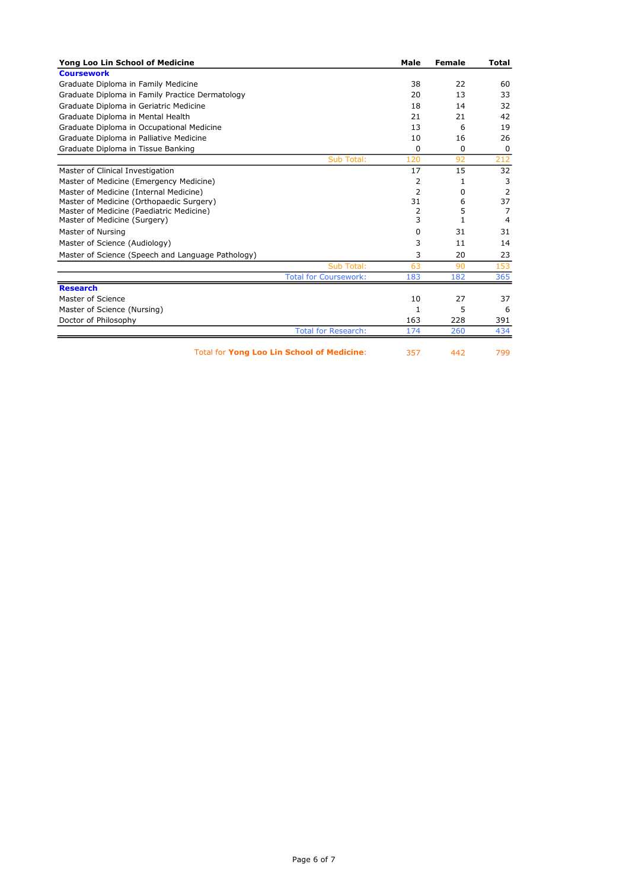| Yong Loo Lin School of Medicine | Male | Female | Total |
| --- | --- | --- | --- |
| **Coursework** | | | |
| Graduate Diploma in Family Medicine | 38 | 22 | 60 |
| Graduate Diploma in Family Practice Dermatology | 20 | 13 | 33 |
| Graduate Diploma in Geriatric Medicine | 18 | 14 | 32 |
| Graduate Diploma in Mental Health | 21 | 21 | 42 |
| Graduate Diploma in Occupational Medicine | 13 | 6 | 19 |
| Graduate Diploma in Palliative Medicine | 10 | 16 | 26 |
| Graduate Diploma in Tissue Banking | 0 | 0 | 0 |
| Sub Total: | 120 | 92 | 212 |
| Master of Clinical Investigation | 17 | 15 | 32 |
| Master of Medicine (Emergency Medicine) | 2 | 1 | 3 |
| Master of Medicine (Internal Medicine) | 2 | 0 | 2 |
| Master of Medicine (Orthopaedic Surgery) | 31 | 6 | 37 |
| Master of Medicine (Paediatric Medicine) | 2 | 5 | 7 |
| Master of Medicine (Surgery) | 3 | 1 | 4 |
| Master of Nursing | 0 | 31 | 31 |
| Master of Science (Audiology) | 3 | 11 | 14 |
| Master of Science (Speech and Language Pathology) | 3 | 20 | 23 |
| Sub Total: | 63 | 90 | 153 |
| Total for Coursework: | 183 | 182 | 365 |
| **Research** | | | |
| Master of Science | 10 | 27 | 37 |
| Master of Science (Nursing) | 1 | 5 | 6 |
| Doctor of Philosophy | 163 | 228 | 391 |
| Total for Research: | 174 | 260 | 434 |
| Total for **Yong Loo Lin School of Medicine**: | 357 | 442 | 799 |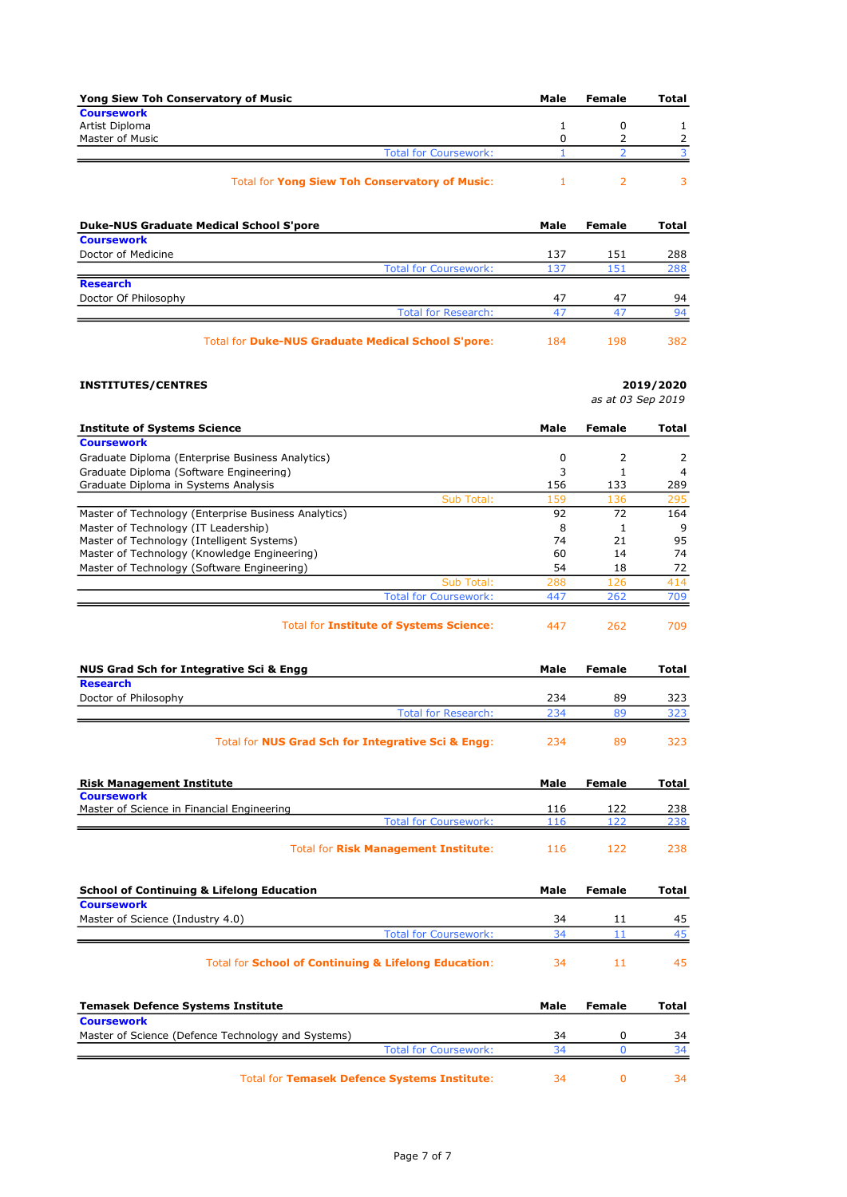| Yong Siew Toh Conservatory of Music | Male | Female | Total |
|---|---|---|---|
| **Coursework** | | | |
| Artist Diploma | 1 | 0 | 1 |
| Master of Music | 0 | 2 | 2 |
| Total for Coursework: | 1 | 2 | 3 |
| Total for **Yong Siew Toh Conservatory of Music**: | 1 | 2 | 3 |

| Duke-NUS Graduate Medical School S'pore | Male | Female | Total |
|---|---|---|---|
| **Coursework** | | | |
| Doctor of Medicine | 137 | 151 | 288 |
| Total for Coursework: | 137 | 151 | 288 |
| **Research** | | | |
| Doctor Of Philosophy | 47 | 47 | 94 |
| Total for Research: | 47 | 47 | 94 |
| Total for **Duke-NUS Graduate Medical School S'pore**: | 184 | 198 | 382 |

**INSTITUTES/CENTRES**

**2019/2020**

*as at 03 Sep 2019*

| Institute of Systems Science | Male | Female | Total |
|---|---|---|---|
| **Coursework** | | | |
| Graduate Diploma (Enterprise Business Analytics) | 0 | 2 | 2 |
| Graduate Diploma (Software Engineering) | 3 | 1 | 4 |
| Graduate Diploma in Systems Analysis | 156 | 133 | 289 |
| Sub Total: | 159 | 136 | 295 |
| Master of Technology (Enterprise Business Analytics) | 92 | 72 | 164 |
| Master of Technology (IT Leadership) | 8 | 1 | 9 |
| Master of Technology (Intelligent Systems) | 74 | 21 | 95 |
| Master of Technology (Knowledge Engineering) | 60 | 14 | 74 |
| Master of Technology (Software Engineering) | 54 | 18 | 72 |
| Sub Total: | 288 | 126 | 414 |
| Total for Coursework: | 447 | 262 | 709 |
| Total for **Institute of Systems Science**: | 447 | 262 | 709 |

| NUS Grad Sch for Integrative Sci & Engg | Male | Female | Total |
|---|---|---|---|
| **Research** | | | |
| Doctor of Philosophy | 234 | 89 | 323 |
| Total for Research: | 234 | 89 | 323 |
| Total for **NUS Grad Sch for Integrative Sci & Engg**: | 234 | 89 | 323 |

| Risk Management Institute | Male | Female | Total |
|---|---|---|---|
| **Coursework** | | | |
| Master of Science in Financial Engineering | 116 | 122 | 238 |
| Total for Coursework: | 116 | 122 | 238 |
| Total for **Risk Management Institute**: | 116 | 122 | 238 |

| School of Continuing & Lifelong Education | Male | Female | Total |
|---|---|---|---|
| **Coursework** | | | |
| Master of Science (Industry 4.0) | 34 | 11 | 45 |
| Total for Coursework: | 34 | 11 | 45 |
| Total for **School of Continuing & Lifelong Education**: | 34 | 11 | 45 |

| Temasek Defence Systems Institute | Male | Female | Total |
|---|---|---|---|
| **Coursework** | | | |
| Master of Science (Defence Technology and Systems) | 34 | 0 | 34 |
| Total for Coursework: | 34 | 0 | 34 |
| Total for **Temasek Defence Systems Institute**: | 34 | 0 | 34 |